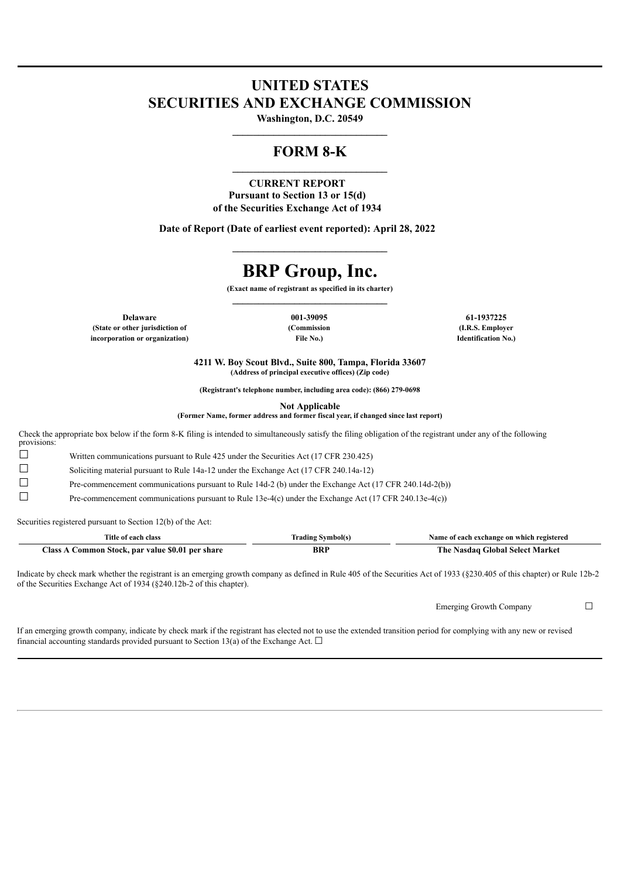# UNITED STATES
# SECURITIES AND EXCHANGE COMMISSION

**Washington, D.C. 20549**

---

## FORM 8-K

---

**CURRENT REPORT**
**Pursuant to Section 13 or 15(d)**
**of the Securities Exchange Act of 1934**

**Date of Report (Date of earliest event reported): April 28, 2022**

---

# BRP Group, Inc.

**(Exact name of registrant as specified in its charter)**

---

| Delaware | 001-39095 | 61-1937225 |
|---|---|---|
| (State or other jurisdiction of incorporation or organization) | (Commission File No.) | (I.R.S. Employer Identification No.) |

**4211 W. Boy Scout Blvd., Suite 800, Tampa, Florida 33607**
**(Address of principal executive offices) (Zip code)**

**(Registrant's telephone number, including area code): (866) 279-0698**

**Not Applicable**
**(Former Name, former address and former fiscal year, if changed since last report)**

Check the appropriate box below if the form 8-K filing is intended to simultaneously satisfy the filing obligation of the registrant under any of the following provisions:

☐ Written communications pursuant to Rule 425 under the Securities Act (17 CFR 230.425)

☐ Soliciting material pursuant to Rule 14a-12 under the Exchange Act (17 CFR 240.14a-12)

☐ Pre-commencement communications pursuant to Rule 14d-2 (b) under the Exchange Act (17 CFR 240.14d-2(b))

☐ Pre-commencement communications pursuant to Rule 13e-4(c) under the Exchange Act (17 CFR 240.13e-4(c))

Securities registered pursuant to Section 12(b) of the Act:

| Title of each class | Trading Symbol(s) | Name of each exchange on which registered |
|---|---|---|
| **Class A Common Stock, par value $0.01 per share** | **BRP** | **The Nasdaq Global Select Market** |

Indicate by check mark whether the registrant is an emerging growth company as defined in Rule 405 of the Securities Act of 1933 (§230.405 of this chapter) or Rule 12b-2 of the Securities Exchange Act of 1934 (§240.12b-2 of this chapter).

Emerging Growth Company ☐

If an emerging growth company, indicate by check mark if the registrant has elected not to use the extended transition period for complying with any new or revised financial accounting standards provided pursuant to Section 13(a) of the Exchange Act. ☐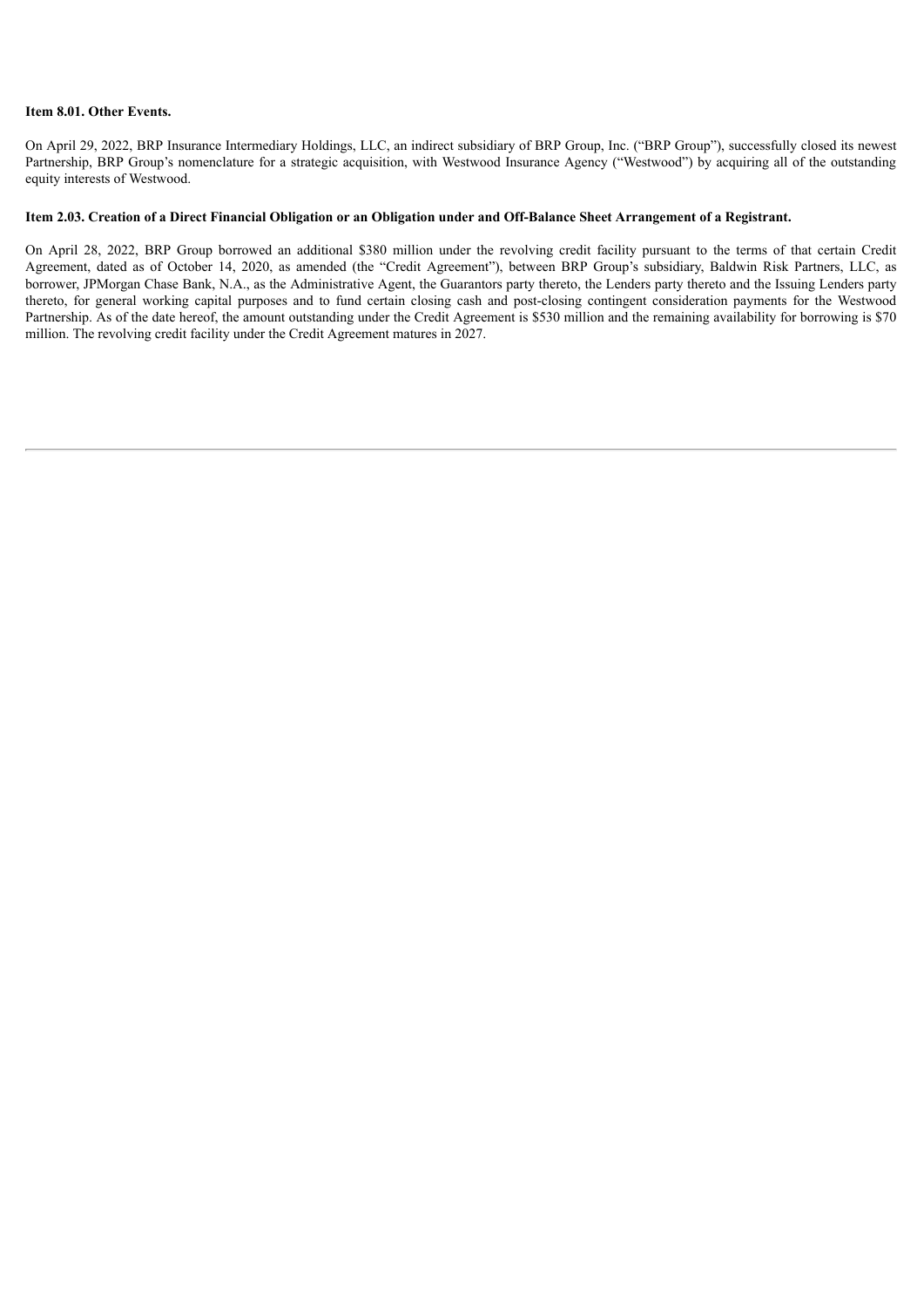**Item 8.01. Other Events.**

On April 29, 2022, BRP Insurance Intermediary Holdings, LLC, an indirect subsidiary of BRP Group, Inc. ("BRP Group"), successfully closed its newest Partnership, BRP Group's nomenclature for a strategic acquisition, with Westwood Insurance Agency ("Westwood") by acquiring all of the outstanding equity interests of Westwood.

**Item 2.03. Creation of a Direct Financial Obligation or an Obligation under and Off-Balance Sheet Arrangement of a Registrant.**

On April 28, 2022, BRP Group borrowed an additional $380 million under the revolving credit facility pursuant to the terms of that certain Credit Agreement, dated as of October 14, 2020, as amended (the "Credit Agreement"), between BRP Group's subsidiary, Baldwin Risk Partners, LLC, as borrower, JPMorgan Chase Bank, N.A., as the Administrative Agent, the Guarantors party thereto, the Lenders party thereto and the Issuing Lenders party thereto, for general working capital purposes and to fund certain closing cash and post-closing contingent consideration payments for the Westwood Partnership. As of the date hereof, the amount outstanding under the Credit Agreement is $530 million and the remaining availability for borrowing is $70 million. The revolving credit facility under the Credit Agreement matures in 2027.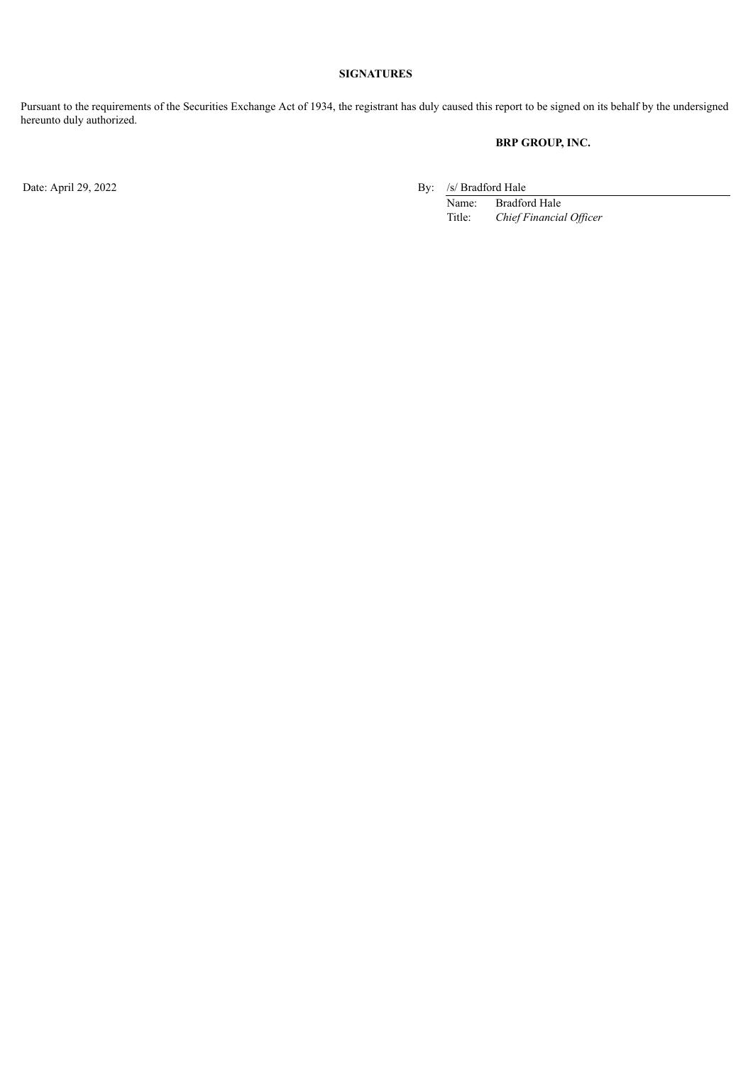**SIGNATURES**

Pursuant to the requirements of the Securities Exchange Act of 1934, the registrant has duly caused this report to be signed on its behalf by the undersigned hereunto duly authorized.

**BRP GROUP, INC.**

| | |
|---|---|
| Date: April 29, 2022 | By: /s/ Bradford Hale |
| | Name: Bradford Hale |
| | Title: *Chief Financial Officer* |